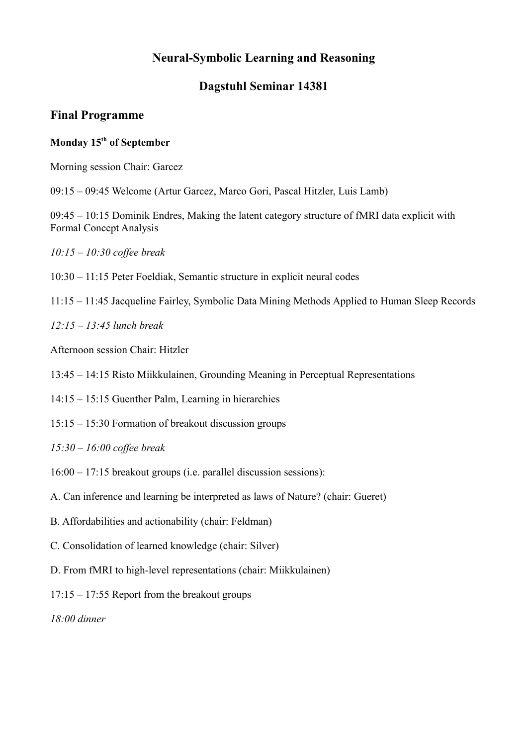# Neural-Symbolic Learning and Reasoning

## Dagstuhl Seminar 14381

## Final Programme

**Monday 15th of September**

Morning session Chair: Garcez

09:15 – 09:45 Welcome (Artur Garcez, Marco Gori, Pascal Hitzler, Luis Lamb)

09:45 – 10:15 Dominik Endres, Making the latent category structure of fMRI data explicit with Formal Concept Analysis

*10:15 – 10:30 coffee break*

10:30 – 11:15 Peter Foeldiak, Semantic structure in explicit neural codes

11:15 – 11:45 Jacqueline Fairley, Symbolic Data Mining Methods Applied to Human Sleep Records

*12:15 – 13:45 lunch break*

Afternoon session Chair: Hitzler

13:45 – 14:15 Risto Miikkulainen, Grounding Meaning in Perceptual Representations

14:15 – 15:15 Guenther Palm, Learning in hierarchies

15:15 – 15:30 Formation of breakout discussion groups

*15:30 – 16:00 coffee break*

16:00 – 17:15 breakout groups (i.e. parallel discussion sessions):

A. Can inference and learning be interpreted as laws of Nature? (chair: Gueret)

B. Affordabilities and actionability (chair: Feldman)

C. Consolidation of learned knowledge (chair: Silver)

D. From fMRI to high-level representations (chair: Miikkulainen)

17:15 – 17:55 Report from the breakout groups

*18:00 dinner*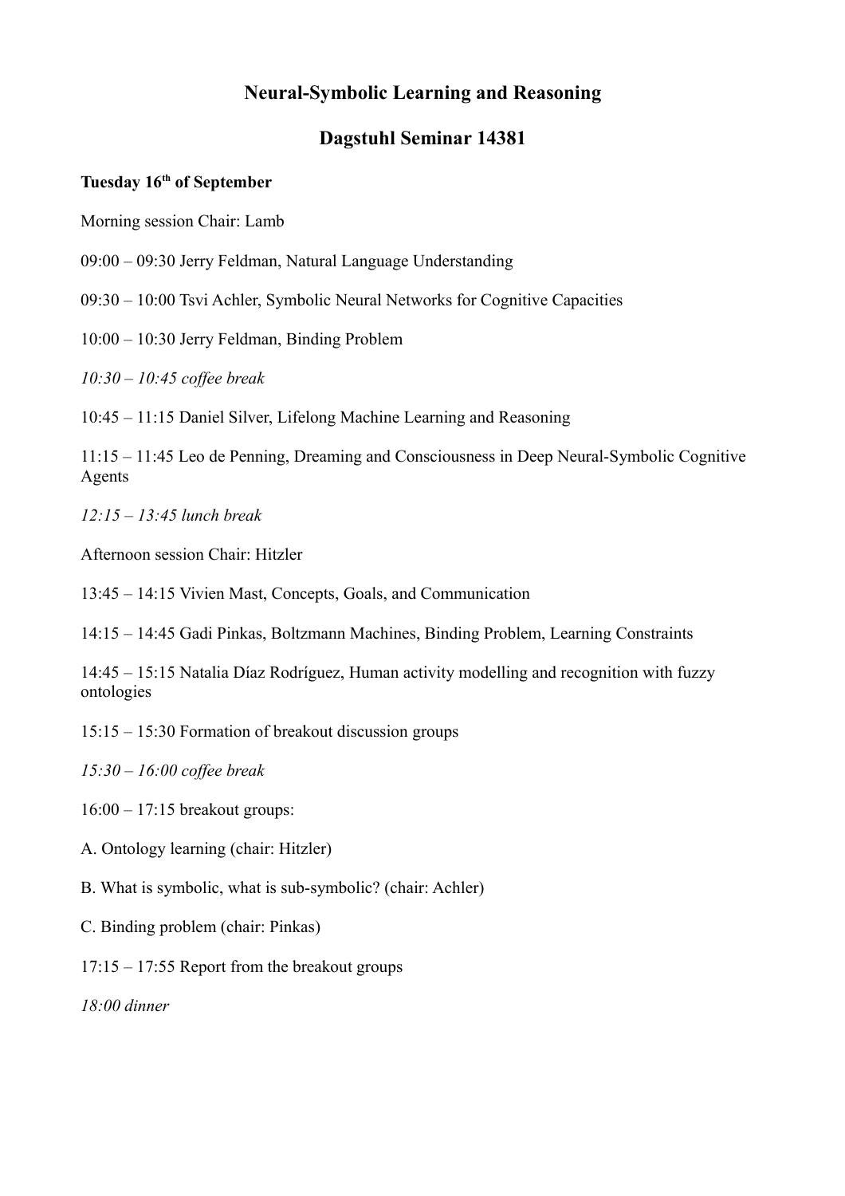## Neural-Symbolic Learning and Reasoning

## Dagstuhl Seminar 14381

**Tuesday 16th of September**

Morning session Chair: Lamb

09:00 – 09:30 Jerry Feldman, Natural Language Understanding

09:30 – 10:00 Tsvi Achler, Symbolic Neural Networks for Cognitive Capacities

10:00 – 10:30 Jerry Feldman, Binding Problem

*10:30 – 10:45 coffee break*

10:45 – 11:15 Daniel Silver, Lifelong Machine Learning and Reasoning

11:15 – 11:45 Leo de Penning, Dreaming and Consciousness in Deep Neural-Symbolic Cognitive Agents

*12:15 – 13:45 lunch break*

Afternoon session Chair: Hitzler

13:45 – 14:15 Vivien Mast, Concepts, Goals, and Communication

14:15 – 14:45 Gadi Pinkas, Boltzmann Machines, Binding Problem, Learning Constraints

14:45 – 15:15 Natalia Díaz Rodríguez, Human activity modelling and recognition with fuzzy ontologies

15:15 – 15:30 Formation of breakout discussion groups

*15:30 – 16:00 coffee break*

16:00 – 17:15 breakout groups:

A. Ontology learning (chair: Hitzler)

B. What is symbolic, what is sub-symbolic? (chair: Achler)

C. Binding problem (chair: Pinkas)

17:15 – 17:55 Report from the breakout groups

*18:00 dinner*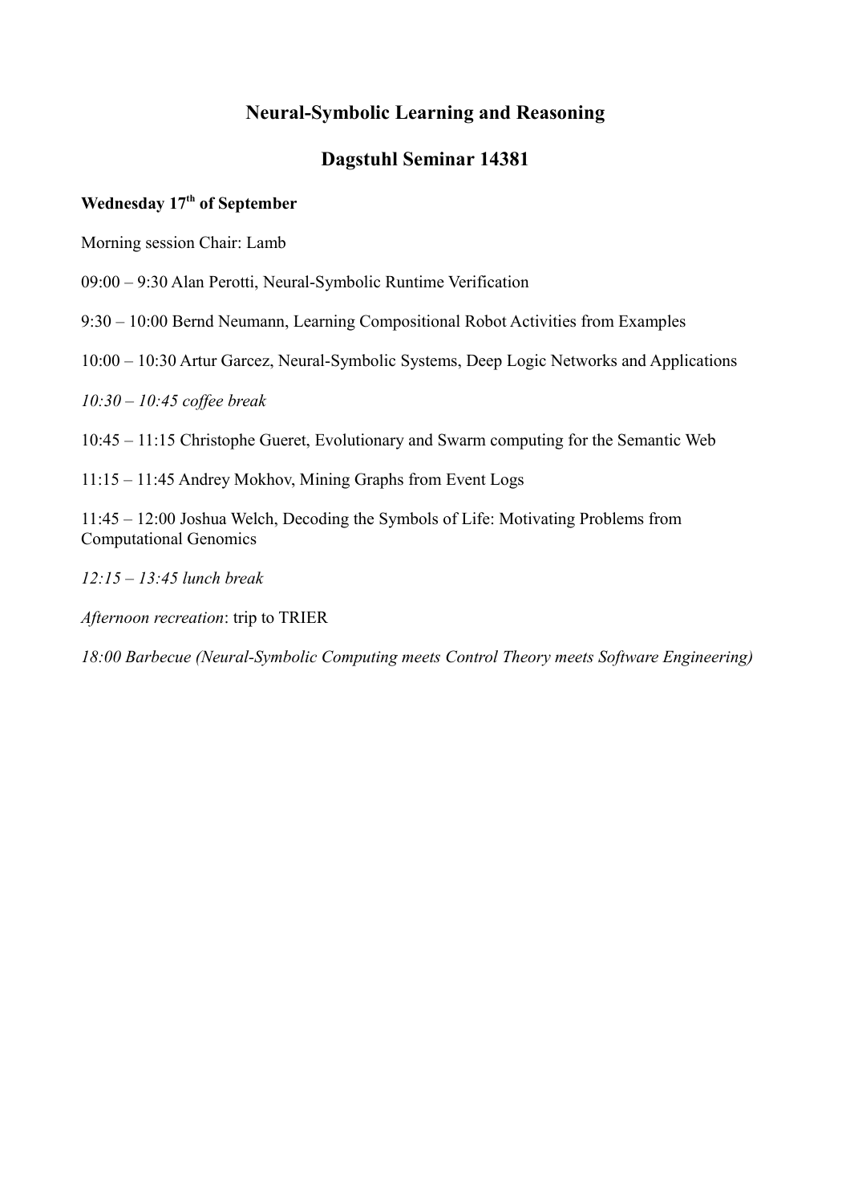# Neural-Symbolic Learning and Reasoning

## Dagstuhl Seminar 14381

**Wednesday 17th of September**

Morning session Chair: Lamb

09:00 – 9:30 Alan Perotti, Neural-Symbolic Runtime Verification

9:30 – 10:00 Bernd Neumann, Learning Compositional Robot Activities from Examples

10:00 – 10:30 Artur Garcez, Neural-Symbolic Systems, Deep Logic Networks and Applications

*10:30 – 10:45 coffee break*

10:45 – 11:15 Christophe Gueret, Evolutionary and Swarm computing for the Semantic Web

11:15 – 11:45 Andrey Mokhov, Mining Graphs from Event Logs

11:45 – 12:00 Joshua Welch, Decoding the Symbols of Life: Motivating Problems from Computational Genomics

*12:15 – 13:45 lunch break*

*Afternoon recreation*: trip to TRIER

*18:00 Barbecue (Neural-Symbolic Computing meets Control Theory meets Software Engineering)*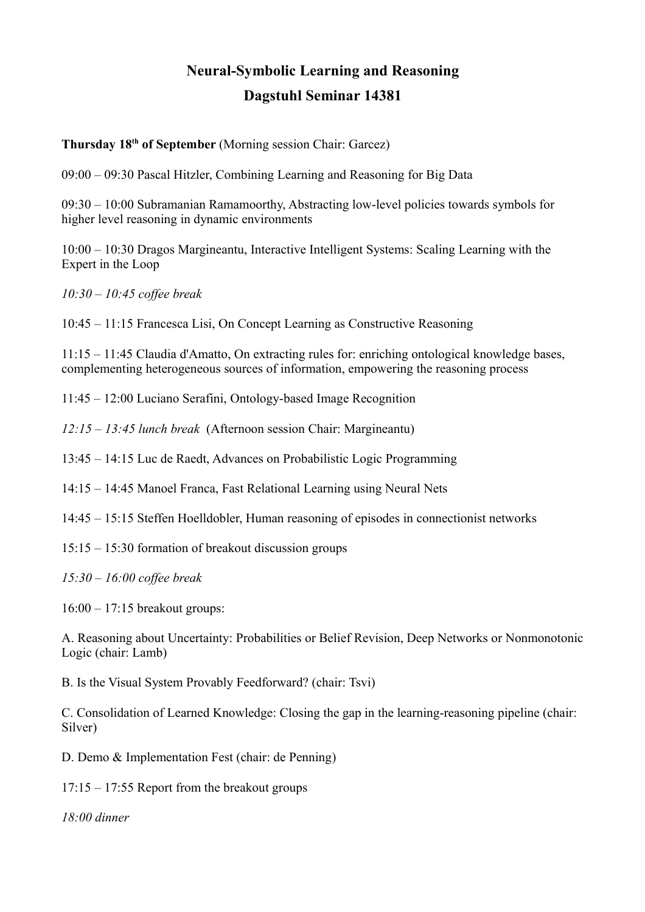# Neural-Symbolic Learning and Reasoning

## Dagstuhl Seminar 14381

**Thursday 18th of September** (Morning session Chair: Garcez)

09:00 – 09:30 Pascal Hitzler, Combining Learning and Reasoning for Big Data

09:30 – 10:00 Subramanian Ramamoorthy, Abstracting low-level policies towards symbols for higher level reasoning in dynamic environments

10:00 – 10:30 Dragos Margineantu, Interactive Intelligent Systems: Scaling Learning with the Expert in the Loop

*10:30 – 10:45 coffee break*

10:45 – 11:15 Francesca Lisi, On Concept Learning as Constructive Reasoning

11:15 – 11:45 Claudia d'Amatto, On extracting rules for: enriching ontological knowledge bases, complementing heterogeneous sources of information, empowering the reasoning process

11:45 – 12:00 Luciano Serafini, Ontology-based Image Recognition

*12:15 – 13:45 lunch break* (Afternoon session Chair: Margineantu)

13:45 – 14:15 Luc de Raedt, Advances on Probabilistic Logic Programming

14:15 – 14:45 Manoel Franca, Fast Relational Learning using Neural Nets

14:45 – 15:15 Steffen Hoelldobler, Human reasoning of episodes in connectionist networks

15:15 – 15:30 formation of breakout discussion groups

*15:30 – 16:00 coffee break*

16:00 – 17:15 breakout groups:

A. Reasoning about Uncertainty: Probabilities or Belief Revision, Deep Networks or Nonmonotonic Logic (chair: Lamb)

B. Is the Visual System Provably Feedforward? (chair: Tsvi)

C. Consolidation of Learned Knowledge: Closing the gap in the learning-reasoning pipeline (chair: Silver)

D. Demo & Implementation Fest (chair: de Penning)

17:15 – 17:55 Report from the breakout groups

*18:00 dinner*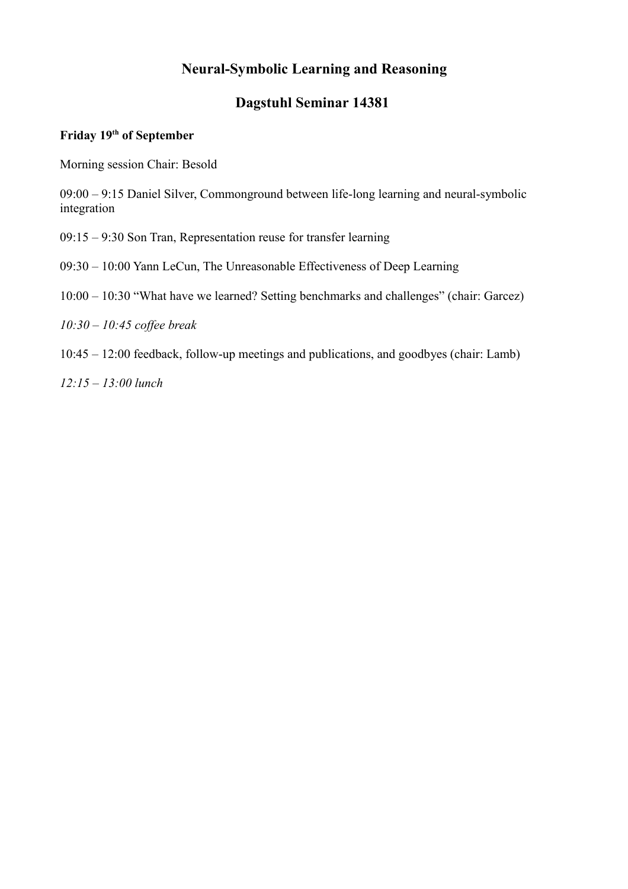# Neural-Symbolic Learning and Reasoning

## Dagstuhl Seminar 14381

**Friday 19th of September**

Morning session Chair: Besold

09:00 – 9:15 Daniel Silver, Commonground between life-long learning and neural-symbolic integration

09:15 – 9:30 Son Tran, Representation reuse for transfer learning

09:30 – 10:00 Yann LeCun, The Unreasonable Effectiveness of Deep Learning

10:00 – 10:30 “What have we learned? Setting benchmarks and challenges” (chair: Garcez)

*10:30 – 10:45 coffee break*

10:45 – 12:00 feedback, follow-up meetings and publications, and goodbyes (chair: Lamb)

*12:15 – 13:00 lunch*